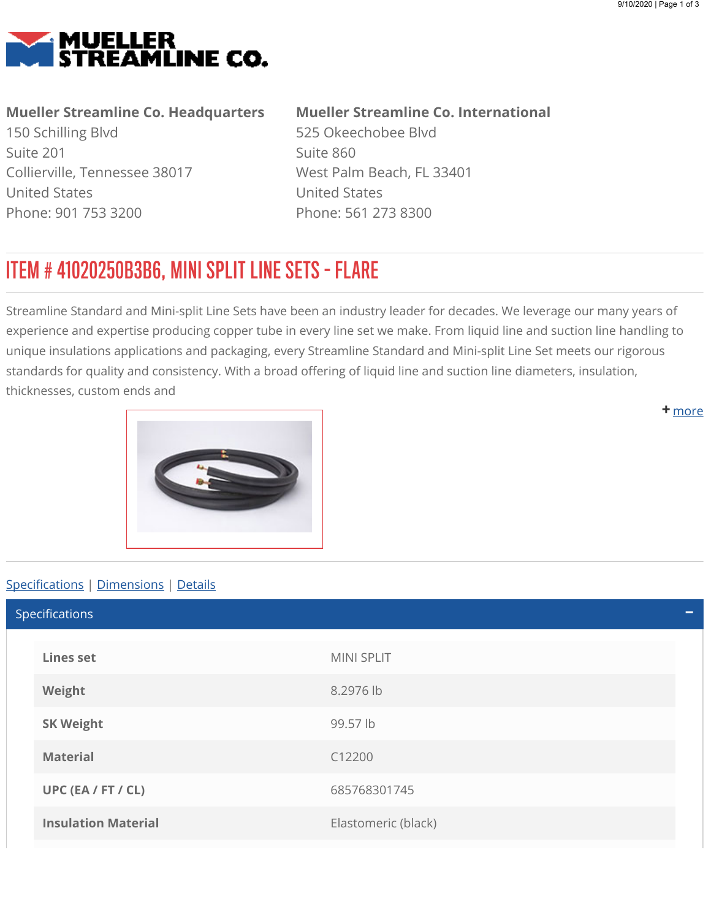# MUELLER STREAMLINE CO.

**Mueller Streamline Co. Headquarters**
150 Schilling Blvd
Suite 201
Collierville, Tennessee 38017
United States
Phone: 901 753 3200

**Mueller Streamline Co. International**
525 Okeechobee Blvd
Suite 860
West Palm Beach, FL 33401
United States
Phone: 561 273 8300

## ITEM # 41020250B3B6, MINI SPLIT LINE SETS - FLARE

Streamline Standard and Mini-split Line Sets have been an industry leader for decades. We leverage our many years of experience and expertise producing copper tube in every line set we make. From liquid line and suction line handling to unique insulations applications and packaging, every Streamline Standard and Mini-split Line Set meets our rigorous standards for quality and consistency. With a broad offering of liquid line and suction line diameters, insulation, thicknesses, custom ends and

+ more

Specifications | Dimensions | Details

### Specifications

| | |
|---|---|
| **Lines set** | MINI SPLIT |
| **Weight** | 8.2976 lb |
| **SK Weight** | 99.57 lb |
| **Material** | C12200 |
| **UPC (EA / FT / CL)** | 685768301745 |
| **Insulation Material** | Elastomeric (black) |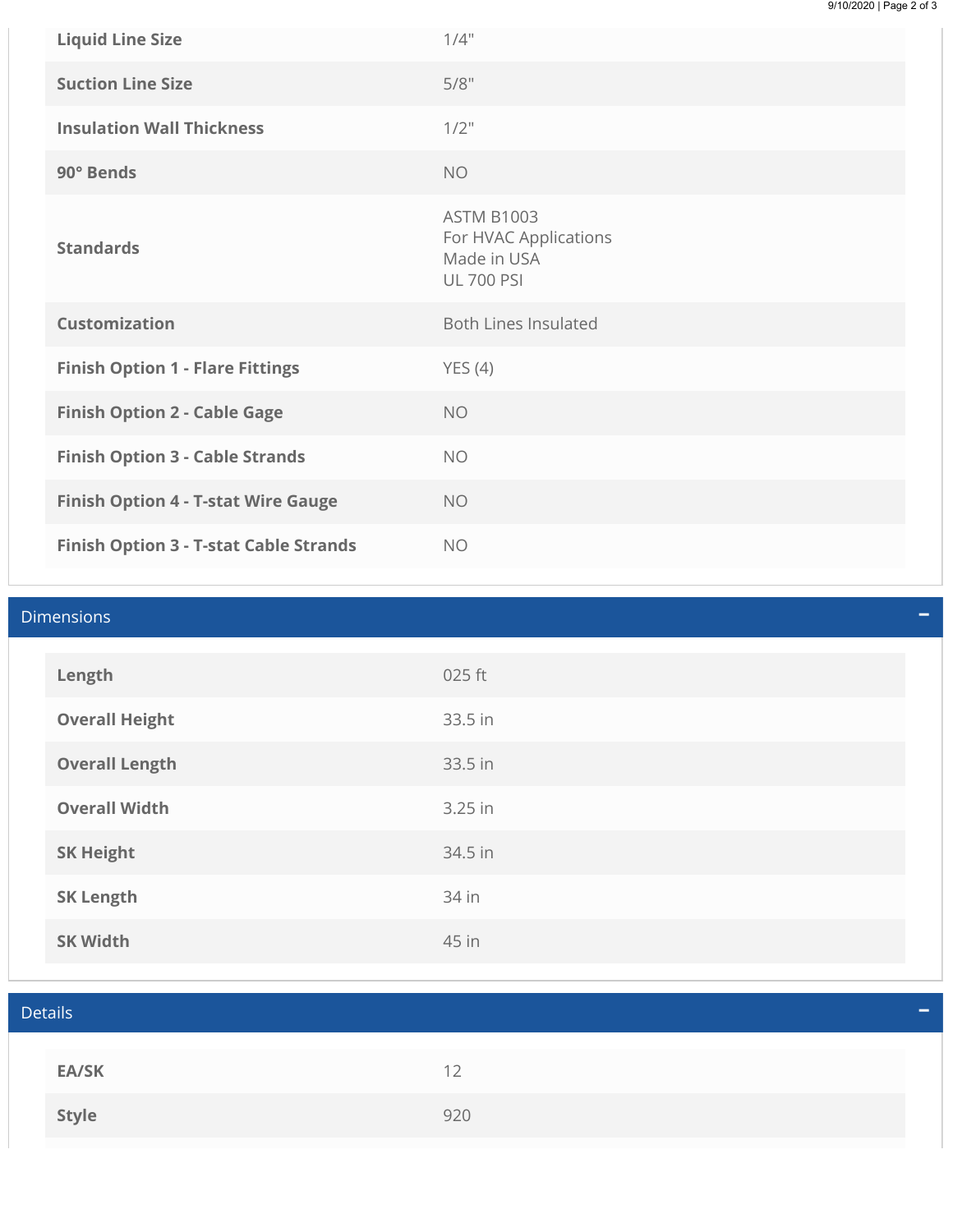| | |
|---|---|
| **Liquid Line Size** | 1/4" |
| **Suction Line Size** | 5/8" |
| **Insulation Wall Thickness** | 1/2" |
| **90° Bends** | NO |
| **Standards** | ASTM B1003<br>For HVAC Applications<br>Made in USA<br>UL 700 PSI |
| **Customization** | Both Lines Insulated |
| **Finish Option 1 - Flare Fittings** | YES (4) |
| **Finish Option 2 - Cable Gage** | NO |
| **Finish Option 3 - Cable Strands** | NO |
| **Finish Option 4 - T-stat Wire Gauge** | NO |
| **Finish Option 3 - T-stat Cable Strands** | NO |

## Dimensions

| | |
|---|---|
| **Length** | 025 ft |
| **Overall Height** | 33.5 in |
| **Overall Length** | 33.5 in |
| **Overall Width** | 3.25 in |
| **SK Height** | 34.5 in |
| **SK Length** | 34 in |
| **SK Width** | 45 in |

## Details

| | |
|---|---|
| **EA/SK** | 12 |
| **Style** | 920 |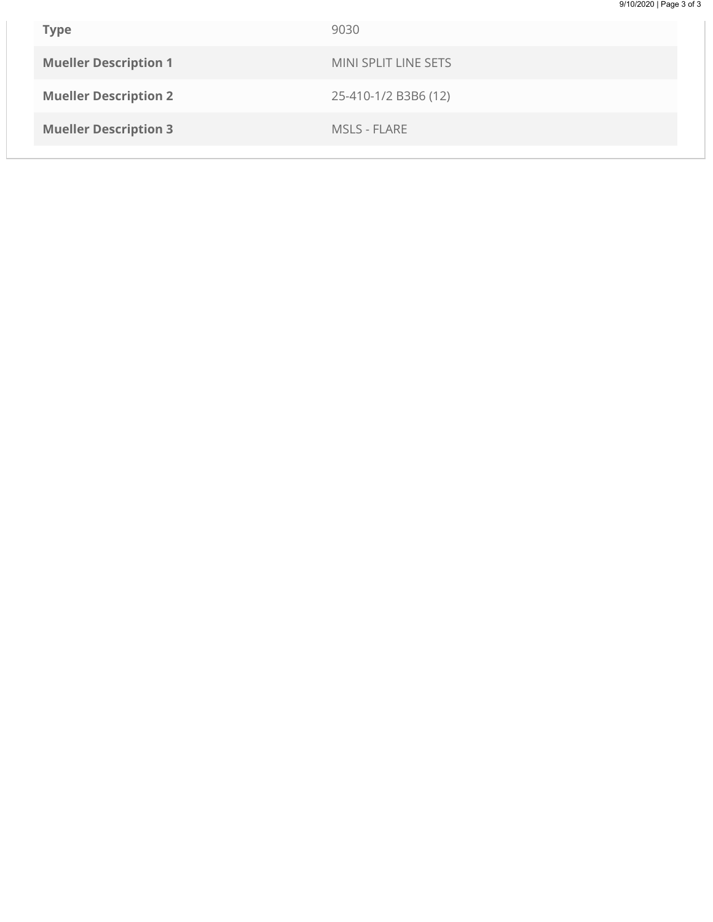| | |
|---|---|
| **Type** | 9030 |
| **Mueller Description 1** | MINI SPLIT LINE SETS |
| **Mueller Description 2** | 25-410-1/2 B3B6 (12) |
| **Mueller Description 3** | MSLS - FLARE |